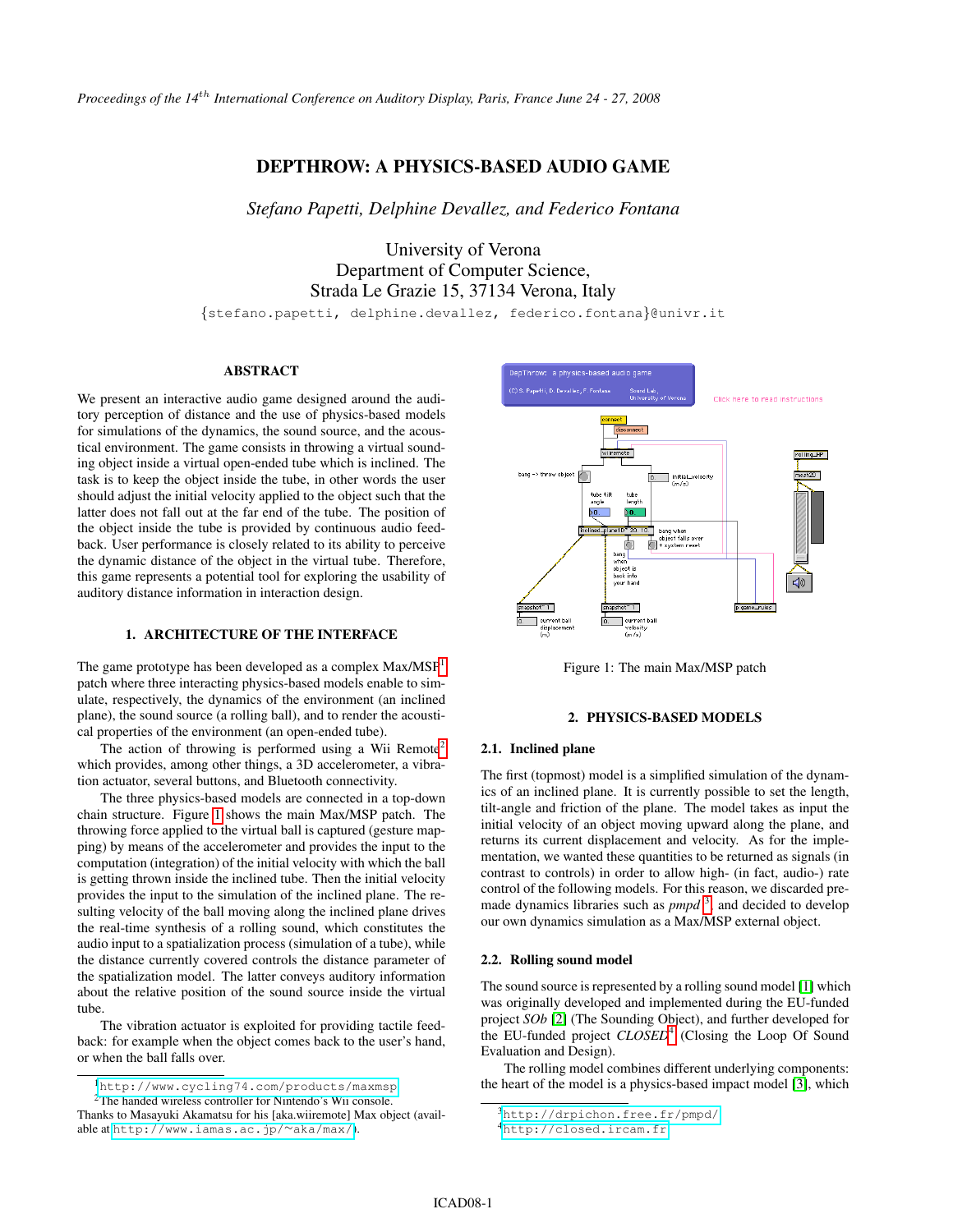# DEPTHROW: A PHYSICS-BASED AUDIO GAME

*Stefano Papetti, Delphine Devallez, and Federico Fontana*

University of Verona
Department of Computer Science,
Strada Le Grazie 15, 37134 Verona, Italy

{stefano.papetti, delphine.devallez, federico.fontana}@univr.it

## ABSTRACT

We present an interactive audio game designed around the auditory perception of distance and the use of physics-based models for simulations of the dynamics, the sound source, and the acoustical environment. The game consists in throwing a virtual sounding object inside a virtual open-ended tube which is inclined. The task is to keep the object inside the tube, in other words the user should adjust the initial velocity applied to the object such that the latter does not fall out at the far end of the tube. The position of the object inside the tube is provided by continuous audio feedback. User performance is closely related to its ability to perceive the dynamic distance of the object in the virtual tube. Therefore, this game represents a potential tool for exploring the usability of auditory distance information in interaction design.

## 1. ARCHITECTURE OF THE INTERFACE

The game prototype has been developed as a complex Max/MSP[1] patch where three interacting physics-based models enable to simulate, respectively, the dynamics of the environment (an inclined plane), the sound source (a rolling ball), and to render the acoustical properties of the environment (an open-ended tube).

The action of throwing is performed using a Wii Remote[2] which provides, among other things, a 3D accelerometer, a vibration actuator, several buttons, and Bluetooth connectivity.

The three physics-based models are connected in a top-down chain structure. Figure 1 shows the main Max/MSP patch. The throwing force applied to the virtual ball is captured (gesture mapping) by means of the accelerometer and provides the input to the computation (integration) of the initial velocity with which the ball is getting thrown inside the inclined tube. Then the initial velocity provides the input to the simulation of the inclined plane. The resulting velocity of the ball moving along the inclined plane drives the real-time synthesis of a rolling sound, which constitutes the audio input to a spatialization process (simulation of a tube), while the distance currently covered controls the distance parameter of the spatialization model. The latter conveys auditory information about the relative position of the sound source inside the virtual tube.

The vibration actuator is exploited for providing tactile feedback: for example when the object comes back to the user's hand, or when the ball falls over.

[1] http://www.cycling74.com/products/maxmsp

[2] The handed wireless controller for Nintendo's Wii console. Thanks to Masayuki Akamatsu for his [aka.wiiremote] Max object (available at http://www.iamas.ac.jp/~aka/max/).

Figure 1: The main Max/MSP patch

## 2. PHYSICS-BASED MODELS

### 2.1. Inclined plane

The first (topmost) model is a simplified simulation of the dynamics of an inclined plane. It is currently possible to set the length, tilt-angle and friction of the plane. The model takes as input the initial velocity of an object moving upward along the plane, and returns its current displacement and velocity. As for the implementation, we wanted these quantities to be returned as signals (in contrast to controls) in order to allow high- (in fact, audio-) rate control of the following models. For this reason, we discarded premade dynamics libraries such as *pmpd*[3] and decided to develop our own dynamics simulation as a Max/MSP external object.

### 2.2. Rolling sound model

The sound source is represented by a rolling sound model [1] which was originally developed and implemented during the EU-funded project *SOb* [2] (The Sounding Object), and further developed for the EU-funded project *CLOSED*[4] (Closing the Loop Of Sound Evaluation and Design).

The rolling model combines different underlying components: the heart of the model is a physics-based impact model [3], which

[3] http://drpichon.free.fr/pmpd/

[4] http://closed.ircam.fr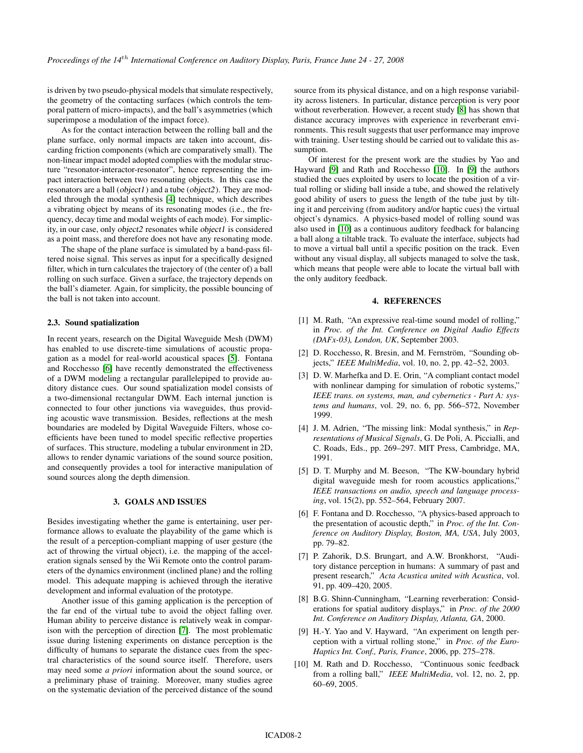is driven by two pseudo-physical models that simulate respectively, the geometry of the contacting surfaces (which controls the temporal pattern of micro-impacts), and the ball's asymmetries (which superimpose a modulation of the impact force).

As for the contact interaction between the rolling ball and the plane surface, only normal impacts are taken into account, discarding friction components (which are comparatively small). The non-linear impact model adopted complies with the modular structure "resonator-interactor-resonator", hence representing the impact interaction between two resonating objects. In this case the resonators are a ball (*object1*) and a tube (*object2*). They are modeled through the modal synthesis [4] technique, which describes a vibrating object by means of its resonating modes (i.e., the frequency, decay time and modal weights of each mode). For simplicity, in our case, only *object2* resonates while *object1* is considered as a point mass, and therefore does not have any resonating mode.

The shape of the plane surface is simulated by a band-pass filtered noise signal. This serves as input for a specifically designed filter, which in turn calculates the trajectory of (the center of) a ball rolling on such surface. Given a surface, the trajectory depends on the ball's diameter. Again, for simplicity, the possible bouncing of the ball is not taken into account.

### 2.3. Sound spatialization

In recent years, research on the Digital Waveguide Mesh (DWM) has enabled to use discrete-time simulations of acoustic propagation as a model for real-world acoustical spaces [5]. Fontana and Rocchesso [6] have recently demonstrated the effectiveness of a DWM modeling a rectangular parallelepiped to provide auditory distance cues. Our sound spatialization model consists of a two-dimensional rectangular DWM. Each internal junction is connected to four other junctions via waveguides, thus providing acoustic wave transmission. Besides, reflections at the mesh boundaries are modeled by Digital Waveguide Filters, whose coefficients have been tuned to model specific reflective properties of surfaces. This structure, modeling a tubular environment in 2D, allows to render dynamic variations of the sound source position, and consequently provides a tool for interactive manipulation of sound sources along the depth dimension.

## 3. GOALS AND ISSUES

Besides investigating whether the game is entertaining, user performance allows to evaluate the playability of the game which is the result of a perception-compliant mapping of user gesture (the act of throwing the virtual object), i.e. the mapping of the acceleration signals sensed by the Wii Remote onto the control parameters of the dynamics environment (inclined plane) and the rolling model. This adequate mapping is achieved through the iterative development and informal evaluation of the prototype.

Another issue of this gaming application is the perception of the far end of the virtual tube to avoid the object falling over. Human ability to perceive distance is relatively weak in comparison with the perception of direction [7]. The most problematic issue during listening experiments on distance perception is the difficulty of humans to separate the distance cues from the spectral characteristics of the sound source itself. Therefore, users may need some *a priori* information about the sound source, or a preliminary phase of training. Moreover, many studies agree on the systematic deviation of the perceived distance of the sound source from its physical distance, and on a high response variability across listeners. In particular, distance perception is very poor without reverberation. However, a recent study [8] has shown that distance accuracy improves with experience in reverberant environments. This result suggests that user performance may improve with training. User testing should be carried out to validate this assumption.

Of interest for the present work are the studies by Yao and Hayward [9] and Rath and Rocchesso [10]. In [9] the authors studied the cues exploited by users to locate the position of a virtual rolling or sliding ball inside a tube, and showed the relatively good ability of users to guess the length of the tube just by tilting it and perceiving (from auditory and/or haptic cues) the virtual object's dynamics. A physics-based model of rolling sound was also used in [10] as a continuous auditory feedback for balancing a ball along a tiltable track. To evaluate the interface, subjects had to move a virtual ball until a specific position on the track. Even without any visual display, all subjects managed to solve the task, which means that people were able to locate the virtual ball with the only auditory feedback.

## 4. REFERENCES

[1] M. Rath, "An expressive real-time sound model of rolling," in *Proc. of the Int. Conference on Digital Audio Effects (DAFx-03), London, UK*, September 2003.

[2] D. Rocchesso, R. Bresin, and M. Fernström, "Sounding objects," *IEEE MultiMedia*, vol. 10, no. 2, pp. 42–52, 2003.

[3] D. W. Marhefka and D. E. Orin, "A compliant contact model with nonlinear damping for simulation of robotic systems," *IEEE trans. on systems, man, and cybernetics - Part A: systems and humans*, vol. 29, no. 6, pp. 566–572, November 1999.

[4] J. M. Adrien, "The missing link: Modal synthesis," in *Representations of Musical Signals*, G. De Poli, A. Piccialli, and C. Roads, Eds., pp. 269–297. MIT Press, Cambridge, MA, 1991.

[5] D. T. Murphy and M. Beeson, "The KW-boundary hybrid digital waveguide mesh for room acoustics applications," *IEEE transactions on audio, speech and language processing*, vol. 15(2), pp. 552–564, February 2007.

[6] F. Fontana and D. Rocchesso, "A physics-based approach to the presentation of acoustic depth," in *Proc. of the Int. Conference on Auditory Display, Boston, MA, USA*, July 2003, pp. 79–82.

[7] P. Zahorik, D.S. Brungart, and A.W. Bronkhorst, "Auditory distance perception in humans: A summary of past and present research," *Acta Acustica united with Acustica*, vol. 91, pp. 409–420, 2005.

[8] B.G. Shinn-Cunningham, "Learning reverberation: Considerations for spatial auditory displays," in *Proc. of the 2000 Int. Conference on Auditory Display, Atlanta, GA*, 2000.

[9] H.-Y. Yao and V. Hayward, "An experiment on length perception with a virtual rolling stone," in *Proc. of the Euro-Haptics Int. Conf., Paris, France*, 2006, pp. 275–278.

[10] M. Rath and D. Rocchesso, "Continuous sonic feedback from a rolling ball," *IEEE MultiMedia*, vol. 12, no. 2, pp. 60–69, 2005.